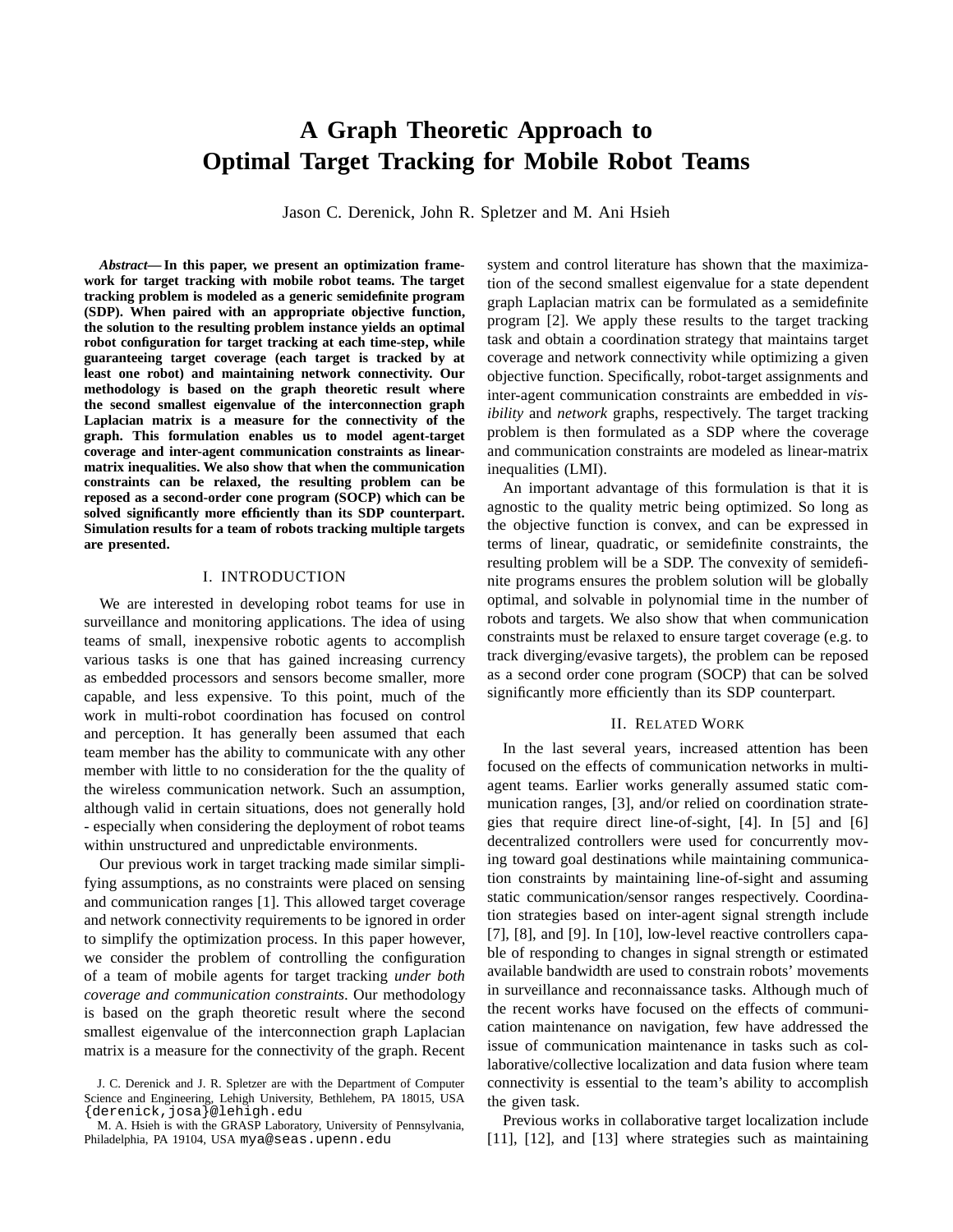# A Graph Theoretic Approach to Optimal Target Tracking for Mobile Robot Teams

Jason C. Derenick, John R. Spletzer and M. Ani Hsieh

***Abstract*— In this paper, we present an optimization framework for target tracking with mobile robot teams. The target tracking problem is modeled as a generic semidefinite program (SDP). When paired with an appropriate objective function, the solution to the resulting problem instance yields an optimal robot configuration for target tracking at each time-step, while guaranteeing target coverage (each target is tracked by at least one robot) and maintaining network connectivity. Our methodology is based on the graph theoretic result where the second smallest eigenvalue of the interconnection graph Laplacian matrix is a measure for the connectivity of the graph. This formulation enables us to model agent-target coverage and inter-agent communication constraints as linear-matrix inequalities. We also show that when the communication constraints can be relaxed, the resulting problem can be reposed as a second-order cone program (SOCP) which can be solved significantly more efficiently than its SDP counterpart. Simulation results for a team of robots tracking multiple targets are presented.**

## I. INTRODUCTION

We are interested in developing robot teams for use in surveillance and monitoring applications. The idea of using teams of small, inexpensive robotic agents to accomplish various tasks is one that has gained increasing currency as embedded processors and sensors become smaller, more capable, and less expensive. To this point, much of the work in multi-robot coordination has focused on control and perception. It has generally been assumed that each team member has the ability to communicate with any other member with little to no consideration for the the quality of the wireless communication network. Such an assumption, although valid in certain situations, does not generally hold - especially when considering the deployment of robot teams within unstructured and unpredictable environments.

Our previous work in target tracking made similar simplifying assumptions, as no constraints were placed on sensing and communication ranges [1]. This allowed target coverage and network connectivity requirements to be ignored in order to simplify the optimization process. In this paper however, we consider the problem of controlling the configuration of a team of mobile agents for target tracking *under both coverage and communication constraints*. Our methodology is based on the graph theoretic result where the second smallest eigenvalue of the interconnection graph Laplacian matrix is a measure for the connectivity of the graph. Recent system and control literature has shown that the maximization of the second smallest eigenvalue for a state dependent graph Laplacian matrix can be formulated as a semidefinite program [2]. We apply these results to the target tracking task and obtain a coordination strategy that maintains target coverage and network connectivity while optimizing a given objective function. Specifically, robot-target assignments and inter-agent communication constraints are embedded in *visibility* and *network* graphs, respectively. The target tracking problem is then formulated as a SDP where the coverage and communication constraints are modeled as linear-matrix inequalities (LMI).

An important advantage of this formulation is that it is agnostic to the quality metric being optimized. So long as the objective function is convex, and can be expressed in terms of linear, quadratic, or semidefinite constraints, the resulting problem will be a SDP. The convexity of semidefinite programs ensures the problem solution will be globally optimal, and solvable in polynomial time in the number of robots and targets. We also show that when communication constraints must be relaxed to ensure target coverage (e.g. to track diverging/evasive targets), the problem can be reposed as a second order cone program (SOCP) that can be solved significantly more efficiently than its SDP counterpart.

## II. RELATED WORK

In the last several years, increased attention has been focused on the effects of communication networks in multi-agent teams. Earlier works generally assumed static communication ranges, [3], and/or relied on coordination strategies that require direct line-of-sight, [4]. In [5] and [6] decentralized controllers were used for concurrently moving toward goal destinations while maintaining communication constraints by maintaining line-of-sight and assuming static communication/sensor ranges respectively. Coordination strategies based on inter-agent signal strength include [7], [8], and [9]. In [10], low-level reactive controllers capable of responding to changes in signal strength or estimated available bandwidth are used to constrain robots' movements in surveillance and reconnaissance tasks. Although much of the recent works have focused on the effects of communication maintenance on navigation, few have addressed the issue of communication maintenance in tasks such as collaborative/collective localization and data fusion where team connectivity is essential to the team's ability to accomplish the given task.

Previous works in collaborative target localization include [11], [12], and [13] where strategies such as maintaining

J. C. Derenick and J. R. Spletzer are with the Department of Computer Science and Engineering, Lehigh University, Bethlehem, PA 18015, USA {derenick,josa}@lehigh.edu

M. A. Hsieh is with the GRASP Laboratory, University of Pennsylvania, Philadelphia, PA 19104, USA mya@seas.upenn.edu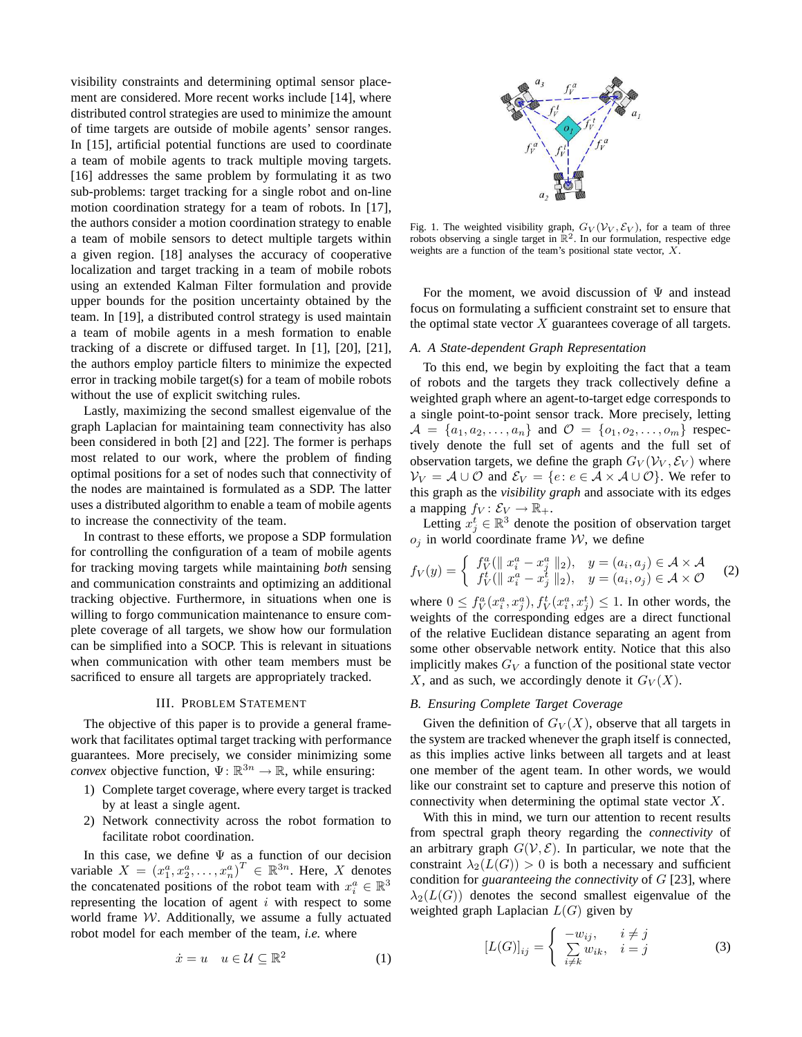visibility constraints and determining optimal sensor placement are considered. More recent works include [14], where distributed control strategies are used to minimize the amount of time targets are outside of mobile agents' sensor ranges. In [15], artificial potential functions are used to coordinate a team of mobile agents to track multiple moving targets. [16] addresses the same problem by formulating it as two sub-problems: target tracking for a single robot and on-line motion coordination strategy for a team of robots. In [17], the authors consider a motion coordination strategy to enable a team of mobile sensors to detect multiple targets within a given region. [18] analyses the accuracy of cooperative localization and target tracking in a team of mobile robots using an extended Kalman Filter formulation and provide upper bounds for the position uncertainty obtained by the team. In [19], a distributed control strategy is used maintain a team of mobile agents in a mesh formation to enable tracking of a discrete or diffused target. In [1], [20], [21], the authors employ particle filters to minimize the expected error in tracking mobile target(s) for a team of mobile robots without the use of explicit switching rules.

Lastly, maximizing the second smallest eigenvalue of the graph Laplacian for maintaining team connectivity has also been considered in both [2] and [22]. The former is perhaps most related to our work, where the problem of finding optimal positions for a set of nodes such that connectivity of the nodes are maintained is formulated as a SDP. The latter uses a distributed algorithm to enable a team of mobile agents to increase the connectivity of the team.

In contrast to these efforts, we propose a SDP formulation for controlling the configuration of a team of mobile agents for tracking moving targets while maintaining *both* sensing and communication constraints and optimizing an additional tracking objective. Furthermore, in situations when one is willing to forgo communication maintenance to ensure complete coverage of all targets, we show how our formulation can be simplified into a SOCP. This is relevant in situations when communication with other team members must be sacrificed to ensure all targets are appropriately tracked.

## III. Problem Statement

The objective of this paper is to provide a general framework that facilitates optimal target tracking with performance guarantees. More precisely, we consider minimizing some *convex* objective function, $\Psi\colon \mathbb{R}^{3n} \to \mathbb{R}$, while ensuring:

1) Complete target coverage, where every target is tracked by at least a single agent.
2) Network connectivity across the robot formation to facilitate robot coordination.

In this case, we define $\Psi$ as a function of our decision variable $X = (x_1^a, x_2^a, \ldots, x_n^a)^T \in \mathbb{R}^{3n}$. Here, $X$ denotes the concatenated positions of the robot team with $x_i^a \in \mathbb{R}^3$ representing the location of agent $i$ with respect to some world frame $\mathcal{W}$. Additionally, we assume a fully actuated robot model for each member of the team, *i.e.* where

$$\dot{x} = u \quad u \in \mathcal{U} \subseteq \mathbb{R}^2 \tag{1}$$

Fig. 1. The weighted visibility graph, $G_V(\mathcal{V}_V, \mathcal{E}_V)$, for a team of three robots observing a single target in $\mathbb{R}^2$. In our formulation, respective edge weights are a function of the team's positional state vector, $X$.

For the moment, we avoid discussion of $\Psi$ and instead focus on formulating a sufficient constraint set to ensure that the optimal state vector $X$ guarantees coverage of all targets.

### A. A State-dependent Graph Representation

To this end, we begin by exploiting the fact that a team of robots and the targets they track collectively define a weighted graph where an agent-to-target edge corresponds to a single point-to-point sensor track. More precisely, letting $\mathcal{A} = \{a_1, a_2, \ldots, a_n\}$ and $\mathcal{O} = \{o_1, o_2, \ldots, o_m\}$ respectively denote the full set of agents and the full set of observation targets, we define the graph $G_V(\mathcal{V}_V, \mathcal{E}_V)$ where $\mathcal{V}_V = \mathcal{A} \cup \mathcal{O}$ and $\mathcal{E}_V = \{e\colon e \in \mathcal{A} \times \mathcal{A} \cup \mathcal{O}\}$. We refer to this graph as the *visibility graph* and associate with its edges a mapping $f_V\colon \mathcal{E}_V \to \mathbb{R}_+$.

Letting $x_j^t \in \mathbb{R}^3$ denote the position of observation target $o_j$ in world coordinate frame $\mathcal{W}$, we define

$$f_V(y) = \begin{cases} f_V^a(\| x_i^a - x_j^a \|_2), & y = (a_i, a_j) \in \mathcal{A} \times \mathcal{A} \\ f_V^t(\| x_i^a - x_j^t \|_2), & y = (a_i, o_j) \in \mathcal{A} \times \mathcal{O} \end{cases} \tag{2}$$

where $0 \leq f_V^a(x_i^a, x_j^a), f_V^t(x_i^a, x_j^t) \leq 1$. In other words, the weights of the corresponding edges are a direct functional of the relative Euclidean distance separating an agent from some other observable network entity. Notice that this also implicitly makes $G_V$ a function of the positional state vector $X$, and as such, we accordingly denote it $G_V(X)$.

### B. Ensuring Complete Target Coverage

Given the definition of $G_V(X)$, observe that all targets in the system are tracked whenever the graph itself is connected, as this implies active links between all targets and at least one member of the agent team. In other words, we would like our constraint set to capture and preserve this notion of connectivity when determining the optimal state vector $X$.

With this in mind, we turn our attention to recent results from spectral graph theory regarding the *connectivity* of an arbitrary graph $G(\mathcal{V}, \mathcal{E})$. In particular, we note that the constraint $\lambda_2(L(G)) > 0$ is both a necessary and sufficient condition for *guaranteeing the connectivity* of $G$ [23], where $\lambda_2(L(G))$ denotes the second smallest eigenvalue of the weighted graph Laplacian $L(G)$ given by

$$[L(G)]_{ij} = \begin{cases} -w_{ij}, & i \neq j \\ \sum\limits_{i \neq k} w_{ik}, & i = j \end{cases} \tag{3}$$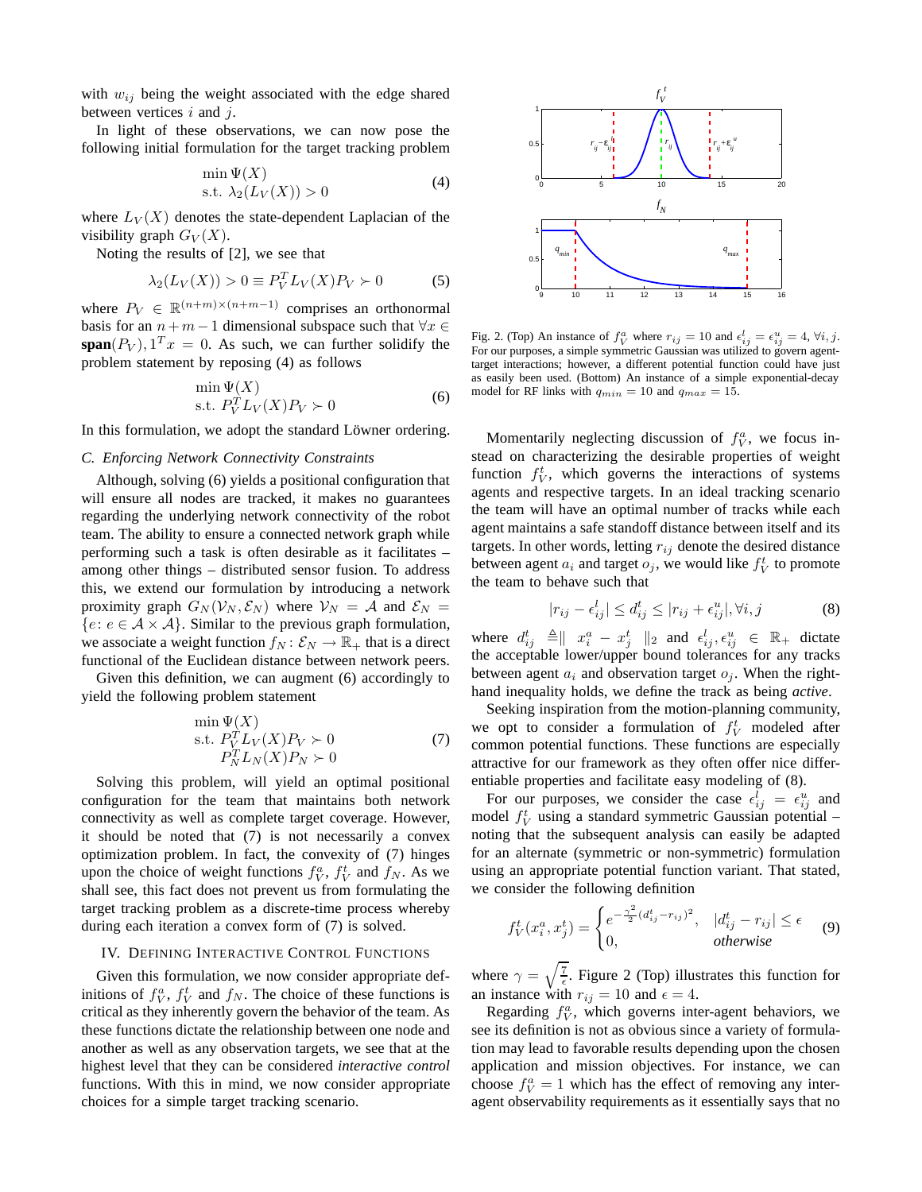with $w_{ij}$ being the weight associated with the edge shared between vertices $i$ and $j$.

In light of these observations, we can now pose the following initial formulation for the target tracking problem

$$
\begin{aligned}
&\min \Psi(X) \\
&\text{s.t. } \lambda_2(L_V(X)) > 0
\end{aligned}
\tag{4}
$$

where $L_V(X)$ denotes the state-dependent Laplacian of the visibility graph $G_V(X)$.

Noting the results of [2], we see that

$$
\lambda_2(L_V(X)) > 0 \equiv P_V^T L_V(X) P_V \succ 0 \tag{5}
$$

where $P_V \in \mathbb{R}^{(n+m)\times(n+m-1)}$ comprises an orthonormal basis for an $n+m-1$ dimensional subspace such that $\forall x \in \textbf{span}(P_V), 1^T x = 0$. As such, we can further solidify the problem statement by reposing (4) as follows

$$
\begin{aligned}
&\min \Psi(X) \\
&\text{s.t. } P_V^T L_V(X) P_V \succ 0
\end{aligned}
\tag{6}
$$

In this formulation, we adopt the standard Löwner ordering.

### C. Enforcing Network Connectivity Constraints

Although, solving (6) yields a positional configuration that will ensure all nodes are tracked, it makes no guarantees regarding the underlying network connectivity of the robot team. The ability to ensure a connected network graph while performing such a task is often desirable as it facilitates – among other things – distributed sensor fusion. To address this, we extend our formulation by introducing a network proximity graph $G_N(\mathcal{V}_N, \mathcal{E}_N)$ where $\mathcal{V}_N = \mathcal{A}$ and $\mathcal{E}_N = \{e \colon e \in \mathcal{A} \times \mathcal{A}\}$. Similar to the previous graph formulation, we associate a weight function $f_N \colon \mathcal{E}_N \to \mathbb{R}_+$ that is a direct functional of the Euclidean distance between network peers.

Given this definition, we can augment (6) accordingly to yield the following problem statement

$$
\begin{aligned}
&\min \Psi(X) \\
&\text{s.t. } P_V^T L_V(X) P_V \succ 0 \\
&\quad\;\;\, P_N^T L_N(X) P_N \succ 0
\end{aligned}
\tag{7}
$$

Solving this problem, will yield an optimal positional configuration for the team that maintains both network connectivity as well as complete target coverage. However, it should be noted that (7) is not necessarily a convex optimization problem. In fact, the convexity of (7) hinges upon the choice of weight functions $f_V^a$, $f_V^t$ and $f_N$. As we shall see, this fact does not prevent us from formulating the target tracking problem as a discrete-time process whereby during each iteration a convex form of (7) is solved.

## IV. Defining Interactive Control Functions

Given this formulation, we now consider appropriate definitions of $f_V^a$, $f_V^t$ and $f_N$. The choice of these functions is critical as they inherently govern the behavior of the team. As these functions dictate the relationship between one node and another as well as any observation targets, we see that at the highest level that they can be considered *interactive control* functions. With this in mind, we now consider appropriate choices for a simple target tracking scenario.

$f_V^t$

1
0.5
0
0 5 10 15 20
$r_{ij}-\epsilon_{ij}$ $r_{ij}$ $r_{ij}+\epsilon_{ij}^u$

$f_N$

1
0.5
0
9 10 11 12 13 14 15 16
$q_{min}$ $q_{max}$

Fig. 2. (Top) An instance of $f_V^a$ where $r_{ij} = 10$ and $\epsilon_{ij}^l = \epsilon_{ij}^u = 4$, $\forall i, j$. For our purposes, a simple symmetric Gaussian was utilized to govern agent-target interactions; however, a different potential function could have just as easily been used. (Bottom) An instance of a simple exponential-decay model for RF links with $q_{min} = 10$ and $q_{max} = 15$.

Momentarily neglecting discussion of $f_V^a$, we focus instead on characterizing the desirable properties of weight function $f_V^t$, which governs the interactions of systems agents and respective targets. In an ideal tracking scenario the team will have an optimal number of tracks while each agent maintains a safe standoff distance between itself and its targets. In other words, letting $r_{ij}$ denote the desired distance between agent $a_i$ and target $o_j$, we would like $f_V^t$ to promote the team to behave such that

$$
|r_{ij} - \epsilon_{ij}^l| \leq d_{ij}^t \leq |r_{ij} + \epsilon_{ij}^u|, \forall i, j \tag{8}
$$

where $d_{ij}^t \triangleq \| \; x_i^a - x_j^t \; \|_2$ and $\epsilon_{ij}^l, \epsilon_{ij}^u \in \mathbb{R}_+$ dictate the acceptable lower/upper bound tolerances for any tracks between agent $a_i$ and observation target $o_j$. When the right-hand inequality holds, we define the track as being *active*.

Seeking inspiration from the motion-planning community, we opt to consider a formulation of $f_V^t$ modeled after common potential functions. These functions are especially attractive for our framework as they often offer nice differentiable properties and facilitate easy modeling of (8).

For our purposes, we consider the case $\epsilon_{ij}^l = \epsilon_{ij}^u$ and model $f_V^t$ using a standard symmetric Gaussian potential – noting that the subsequent analysis can easily be adapted for an alternate (symmetric or non-symmetric) formulation using an appropriate potential function variant. That stated, we consider the following definition

$$
f_V^t(x_i^a, x_j^t) = \begin{cases} e^{-\frac{\gamma^2}{2}(d_{ij}^t - r_{ij})^2}, & |d_{ij}^t - r_{ij}| \leq \epsilon \\ 0, & \textit{otherwise} \end{cases} \tag{9}
$$

where $\gamma = \sqrt{\frac{7}{\epsilon}}$. Figure 2 (Top) illustrates this function for an instance with $r_{ij} = 10$ and $\epsilon = 4$.

Regarding $f_V^a$, which governs inter-agent behaviors, we see its definition is not as obvious since a variety of formulation may lead to favorable results depending upon the chosen application and mission objectives. For instance, we can choose $f_V^a = 1$ which has the effect of removing any inter-agent observability requirements as it essentially says that no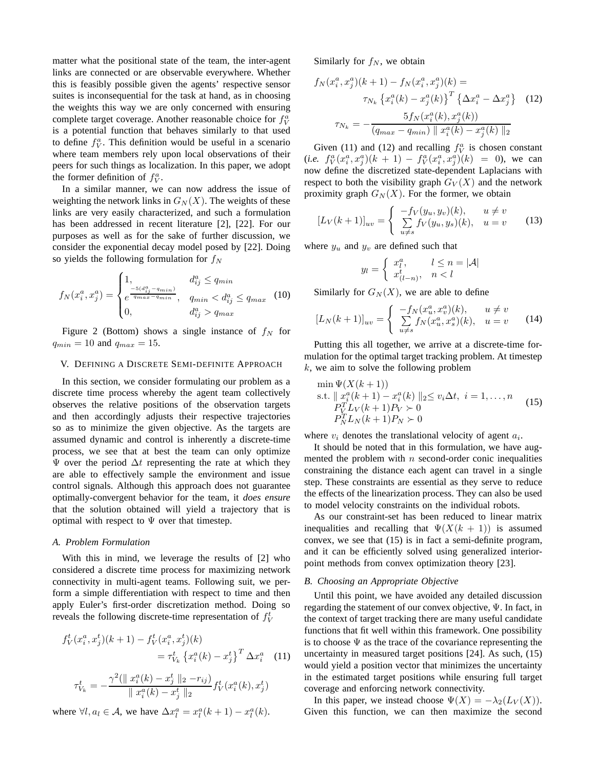matter what the positional state of the team, the inter-agent links are connected or are observable everywhere. Whether this is feasibly possible given the agents' respective sensor suites is inconsequential for the task at hand, as in choosing the weights this way we are only concerned with ensuring complete target coverage. Another reasonable choice for $f_V^a$ is a potential function that behaves similarly to that used to define $f_V^a$. This definition would be useful in a scenario where team members rely upon local observations of their peers for such things as localization. In this paper, we adopt the former definition of $f_V^a$.

In a similar manner, we can now address the issue of weighting the network links in $G_N(X)$. The weights of these links are very easily characterized, and such a formulation has been addressed in recent literature [2], [22]. For our purposes as well as for the sake of further discussion, we consider the exponential decay model posed by [22]. Doing so yields the following formulation for $f_N$

$$f_N(x_i^a, x_j^a) = \begin{cases} 1, & d_{ij}^a \leq q_{min} \\ e^{\frac{-5(d_{ij}^a - q_{min})}{q_{max} - q_{min}}}, & q_{min} < d_{ij}^a \leq q_{max} \\ 0, & d_{ij}^a > q_{max} \end{cases} \quad (10)$$

Figure 2 (Bottom) shows a single instance of $f_N$ for $q_{min} = 10$ and $q_{max} = 15$.

## V. Defining a Discrete Semi-definite Approach

In this section, we consider formulating our problem as a discrete time process whereby the agent team collectively observes the relative positions of the observation targets and then accordingly adjusts their respective trajectories so as to minimize the given objective. As the targets are assumed dynamic and control is inherently a discrete-time process, we see that at best the team can only optimize $\Psi$ over the period $\Delta t$ representing the rate at which they are able to effectively sample the environment and issue control signals. Although this approach does not guarantee optimally-convergent behavior for the team, it *does ensure* that the solution obtained will yield a trajectory that is optimal with respect to $\Psi$ over that timestep.

### A. Problem Formulation

With this in mind, we leverage the results of [2] who considered a discrete time process for maximizing network connectivity in multi-agent teams. Following suit, we perform a simple differentiation with respect to time and then apply Euler's first-order discretization method. Doing so reveals the following discrete-time representation of $f_V^t$

$$f_V^t(x_i^a, x_j^t)(k+1) - f_V^t(x_i^a, x_j^t)(k) = \tau_{V_k}^t \left\{x_i^a(k) - x_j^t\right\}^T \Delta x_i^a \quad (11)$$

$$\tau_{V_k}^t = -\frac{\gamma^2(\| x_i^a(k) - x_j^t \|_2 - r_{ij})}{\| x_i^a(k) - x_j^t \|_2} f_V^t(x_i^a(k), x_j^t)$$

where $\forall l, a_l \in \mathcal{A}$, we have $\Delta x_l^a = x_l^a(k+1) - x_l^a(k)$.

Similarly for $f_N$, we obtain

$$f_N(x_i^a, x_j^a)(k+1) - f_N(x_i^a, x_j^a)(k) = \tau_{N_k} \left\{x_i^a(k) - x_j^a(k)\right\}^T \left\{\Delta x_i^a - \Delta x_j^a\right\} \quad (12)$$

$$\tau_{N_k} = -\frac{5 f_N(x_i^a(k), x_j^a(k))}{(q_{max} - q_{min}) \| x_i^a(k) - x_j^a(k) \|_2}$$

Given (11) and (12) and recalling $f_V^a$ is chosen constant (*i.e.* $f_V^a(x_i^a, x_j^a)(k+1) - f_V^a(x_i^a, x_j^a)(k) = 0$), we can now define the discretized state-dependent Laplacians with respect to both the visibility graph $G_V(X)$ and the network proximity graph $G_N(X)$. For the former, we obtain

$$[L_V(k+1)]_{uv} = \begin{cases} -f_V(y_u, y_v)(k), & u \neq v \\ \sum\limits_{u \neq s} f_V(y_u, y_s)(k), & u = v \end{cases} \quad (13)$$

where $y_u$ and $y_v$ are defined such that

$$y_l = \begin{cases} x_l^a, & l \leq n = |\mathcal{A}| \\ x_{(l-n)}^t, & n < l \end{cases}$$

Similarly for $G_N(X)$, we are able to define

$$[L_N(k+1)]_{uv} = \begin{cases} -f_N(x_u^a, x_v^a)(k), & u \neq v \\ \sum\limits_{u \neq s} f_N(x_u^a, x_s^a)(k), & u = v \end{cases} \quad (14)$$

Putting this all together, we arrive at a discrete-time formulation for the optimal target tracking problem. At timestep $k$, we aim to solve the following problem

$$\begin{aligned} &\min \Psi(X(k+1)) \\ &\text{s.t. } \| x_i^a(k+1) - x_i^a(k) \|_2 \leq v_i \Delta t, \ i = 1, \ldots, n \\ &\quad P_V^T L_V(k+1) P_V \succ 0 \\ &\quad P_N^T L_N(k+1) P_N \succ 0 \end{aligned} \quad (15)$$

where $v_i$ denotes the translational velocity of agent $a_i$.

It should be noted that in this formulation, we have augmented the problem with $n$ second-order conic inequalities constraining the distance each agent can travel in a single step. These constraints are essential as they serve to reduce the effects of the linearization process. They can also be used to model velocity constraints on the individual robots.

As our constraint-set has been reduced to linear matrix inequalities and recalling that $\Psi(X(k+1))$ is assumed convex, we see that (15) is in fact a semi-definite program, and it can be efficiently solved using generalized interior-point methods from convex optimization theory [23].

### B. Choosing an Appropriate Objective

Until this point, we have avoided any detailed discussion regarding the statement of our convex objective, $\Psi$. In fact, in the context of target tracking there are many useful candidate functions that fit well within this framework. One possibility is to choose $\Psi$ as the trace of the covariance representing the uncertainty in measured target positions [24]. As such, (15) would yield a position vector that minimizes the uncertainty in the estimated target positions while ensuring full target coverage and enforcing network connectivity.

In this paper, we instead choose $\Psi(X) = -\lambda_2(L_V(X))$. Given this function, we can then maximize the second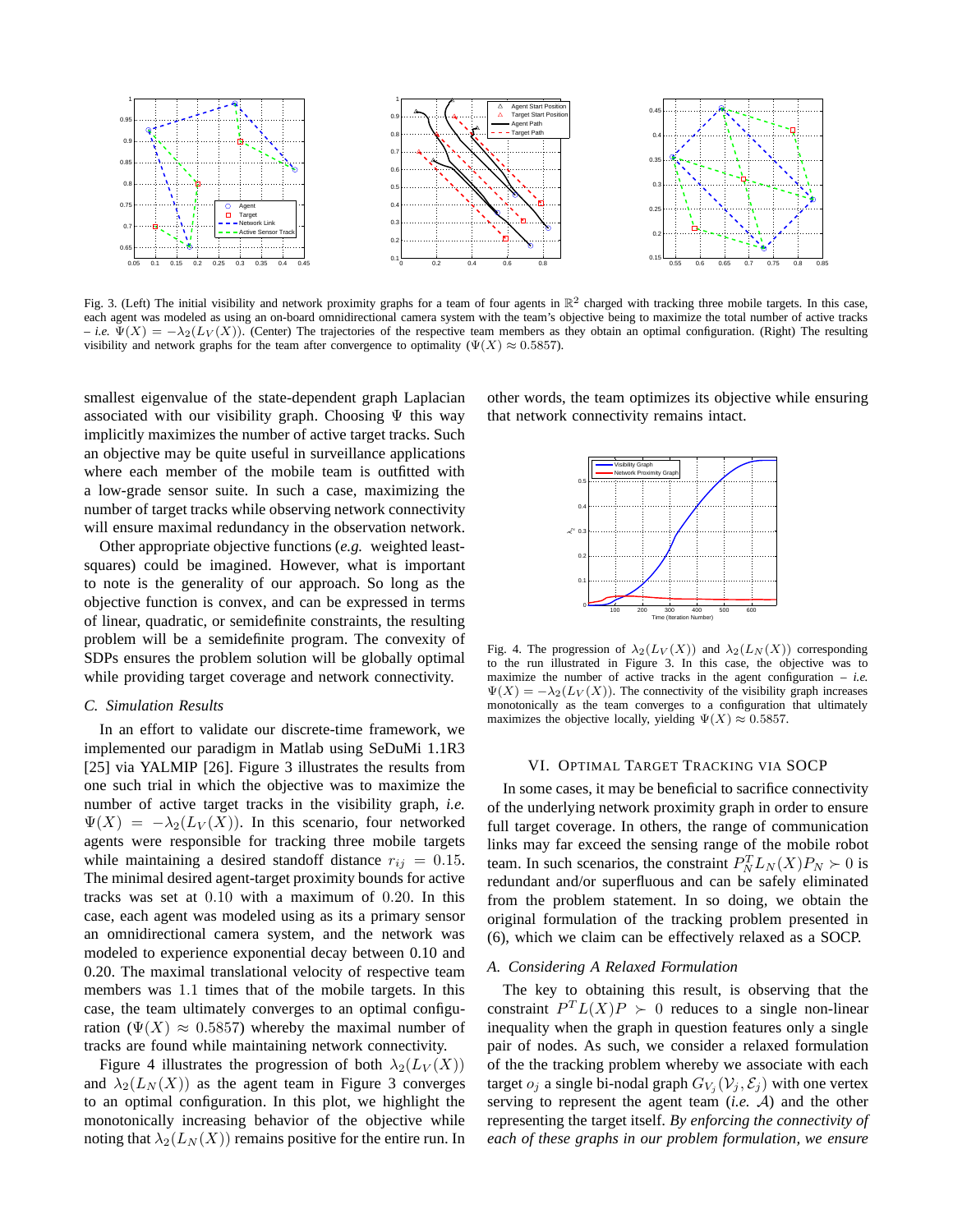Fig. 3. (Left) The initial visibility and network proximity graphs for a team of four agents in $\mathbb{R}^2$ charged with tracking three mobile targets. In this case, each agent was modeled as using an on-board omnidirectional camera system with the team's objective being to maximize the total number of active tracks – *i.e.* $\Psi(X) = -\lambda_2(L_V(X))$. (Center) The trajectories of the respective team members as they obtain an optimal configuration. (Right) The resulting visibility and network graphs for the team after convergence to optimality ($\Psi(X) \approx 0.5857$).

smallest eigenvalue of the state-dependent graph Laplacian associated with our visibility graph. Choosing $\Psi$ this way implicitly maximizes the number of active target tracks. Such an objective may be quite useful in surveillance applications where each member of the mobile team is outfitted with a low-grade sensor suite. In such a case, maximizing the number of target tracks while observing network connectivity will ensure maximal redundancy in the observation network.

Other appropriate objective functions (*e.g.* weighted least-squares) could be imagined. However, what is important to note is the generality of our approach. So long as the objective function is convex, and can be expressed in terms of linear, quadratic, or semidefinite constraints, the resulting problem will be a semidefinite program. The convexity of SDPs ensures the problem solution will be globally optimal while providing target coverage and network connectivity.

### C. Simulation Results

In an effort to validate our discrete-time framework, we implemented our paradigm in Matlab using SeDuMi 1.1R3 [25] via YALMIP [26]. Figure 3 illustrates the results from one such trial in which the objective was to maximize the number of active target tracks in the visibility graph, *i.e.* $\Psi(X) = -\lambda_2(L_V(X))$. In this scenario, four networked agents were responsible for tracking three mobile targets while maintaining a desired standoff distance $r_{ij} = 0.15$. The minimal desired agent-target proximity bounds for active tracks was set at $0.10$ with a maximum of $0.20$. In this case, each agent was modeled using as its a primary sensor an omnidirectional camera system, and the network was modeled to experience exponential decay between 0.10 and 0.20. The maximal translational velocity of respective team members was $1.1$ times that of the mobile targets. In this case, the team ultimately converges to an optimal configuration ($\Psi(X) \approx 0.5857$) whereby the maximal number of tracks are found while maintaining network connectivity.

Figure 4 illustrates the progression of both $\lambda_2(L_V(X))$ and $\lambda_2(L_N(X))$ as the agent team in Figure 3 converges to an optimal configuration. In this plot, we highlight the monotonically increasing behavior of the objective while noting that $\lambda_2(L_N(X))$ remains positive for the entire run. In other words, the team optimizes its objective while ensuring that network connectivity remains intact.

Fig. 4. The progression of $\lambda_2(L_V(X))$ and $\lambda_2(L_N(X))$ corresponding to the run illustrated in Figure 3. In this case, the objective was to maximize the number of active tracks in the agent configuration – *i.e.* $\Psi(X) = -\lambda_2(L_V(X))$. The connectivity of the visibility graph increases monotonically as the team converges to a configuration that ultimately maximizes the objective locally, yielding $\Psi(X) \approx 0.5857$.

## VI. Optimal Target Tracking via SOCP

In some cases, it may be beneficial to sacrifice connectivity of the underlying network proximity graph in order to ensure full target coverage. In others, the range of communication links may far exceed the sensing range of the mobile robot team. In such scenarios, the constraint $P_N^T L_N(X) P_N \succ 0$ is redundant and/or superfluous and can be safely eliminated from the problem statement. In so doing, we obtain the original formulation of the tracking problem presented in (6), which we claim can be effectively relaxed as a SOCP.

### A. Considering A Relaxed Formulation

The key to obtaining this result, is observing that the constraint $P^T L(X) P \succ 0$ reduces to a single non-linear inequality when the graph in question features only a single pair of nodes. As such, we consider a relaxed formulation of the the tracking problem whereby we associate with each target $o_j$ a single bi-nodal graph $G_{V_j}(\mathcal{V}_j, \mathcal{E}_j)$ with one vertex serving to represent the agent team (*i.e.* $\mathcal{A}$) and the other representing the target itself. *By enforcing the connectivity of each of these graphs in our problem formulation, we ensure*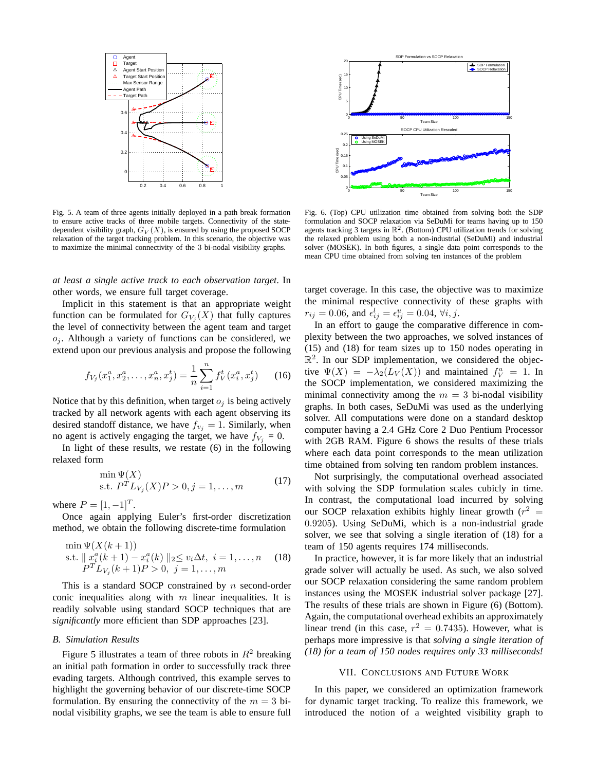Agent
Target
Agent Start Position
Target Start Position
Max Sensor Range
Agent Path
Target Path

0.6
0.4
0.2
0
0.2 0.4 0.6 0.8 1

Fig. 5. A team of three agents initially deployed in a path break formation to ensure active tracks of three mobile targets. Connectivity of the state-dependent visibility graph, $G_V(X)$, is ensured by using the proposed SOCP relaxation of the target tracking problem. In this scenario, the objective was to maximize the minimal connectivity of the 3 bi-nodal visibility graphs.

SDP Formulation vs SOCP Relaxation
SDP Formulation
SOCP Relaxation
CPU Time (sec)
20
15
10
5
0
0 50 100 150
Team Size

SOCP CPU Utilization Rescaled
Using SeDuMi
Using MOSEK
CPU Time (sec)
0.25
0.2
0.15
0.1
0.05
0
0 50 100 150
Team Size

Fig. 6. (Top) CPU utilization time obtained from solving both the SDP formulation and SOCP relaxation via SeDuMi for teams having up to 150 agents tracking 3 targets in $\mathbb{R}^2$. (Bottom) CPU utilization trends for solving the relaxed problem using both a non-industrial (SeDuMi) and industrial solver (MOSEK). In both figures, a single data point corresponds to the mean CPU time obtained from solving ten instances of the problem

*at least a single active track to each observation target*. In other words, we ensure full target coverage.

Implicit in this statement is that an appropriate weight function can be formulated for $G_{V_j}(X)$ that fully captures the level of connectivity between the agent team and target $o_j$. Although a variety of functions can be considered, we extend upon our previous analysis and propose the following

$$f_{V_j}(x_1^a, x_2^a, \ldots, x_n^a, x_j^t) = \frac{1}{n}\sum_{i=1}^{n} f_V^t(x_i^a, x_j^t) \qquad (16)$$

Notice that by this definition, when target $o_j$ is being actively tracked by all network agents with each agent observing its desired standoff distance, we have $f_{v_j} = 1$. Similarly, when no agent is actively engaging the target, we have $f_{V_j} = 0$.

In light of these results, we restate (6) in the following relaxed form

$$\begin{aligned} &\min \Psi(X) \\ &\text{s.t. } P^T L_{V_j}(X) P > 0, j = 1, \ldots, m \end{aligned} \qquad (17)$$

where $P = [1, -1]^T$.

Once again applying Euler's first-order discretization method, we obtain the following discrete-time formulation

$$\begin{aligned} &\min \Psi(X(k+1)) \\ &\text{s.t. } \| x_i^a(k+1) - x_i^a(k) \|_2 \leq v_i \Delta t, \; i = 1, \ldots, n \\ &\quad P^T L_{V_j}(k+1) P > 0, \; j = 1, \ldots, m \end{aligned} \qquad (18)$$

This is a standard SOCP constrained by $n$ second-order conic inequalities along with $m$ linear inequalities. It is readily solvable using standard SOCP techniques that are *significantly* more efficient than SDP approaches [23].

### B. Simulation Results

Figure 5 illustrates a team of three robots in $R^2$ breaking an initial path formation in order to successfully track three evading targets. Although contrived, this example serves to highlight the governing behavior of our discrete-time SOCP formulation. By ensuring the connectivity of the $m = 3$ bi-nodal visibility graphs, we see the team is able to ensure full target coverage. In this case, the objective was to maximize the minimal respective connectivity of these graphs with $r_{ij} = 0.06$, and $\epsilon_{ij}^l = \epsilon_{ij}^u = 0.04$, $\forall i, j$.

In an effort to gauge the comparative difference in complexity between the two approaches, we solved instances of (15) and (18) for team sizes up to 150 nodes operating in $\mathbb{R}^2$. In our SDP implementation, we considered the objective $\Psi(X) = -\lambda_2(L_V(X))$ and maintained $f_V^a = 1$. In the SOCP implementation, we considered maximizing the minimal connectivity among the $m = 3$ bi-nodal visibility graphs. In both cases, SeDuMi was used as the underlying solver. All computations were done on a standard desktop computer having a 2.4 GHz Core 2 Duo Pentium Processor with 2GB RAM. Figure 6 shows the results of these trials where each data point corresponds to the mean utilization time obtained from solving ten random problem instances.

Not surprisingly, the computational overhead associated with solving the SDP formulation scales cubicly in time. In contrast, the computational load incurred by solving our SOCP relaxation exhibits highly linear growth ($r^2 = 0.9205$). Using SeDuMi, which is a non-industrial grade solver, we see that solving a single iteration of (18) for a team of 150 agents requires 174 milliseconds.

In practice, however, it is far more likely that an industrial grade solver will actually be used. As such, we also solved our SOCP relaxation considering the same random problem instances using the MOSEK industrial solver package [27]. The results of these trials are shown in Figure (6) (Bottom). Again, the computational overhead exhibits an approximately linear trend (in this case, $r^2 = 0.7435$). However, what is perhaps more impressive is that *solving a single iteration of (18) for a team of 150 nodes requires only 33 milliseconds!*

## VII. Conclusions and Future Work

In this paper, we considered an optimization framework for dynamic target tracking. To realize this framework, we introduced the notion of a weighted visibility graph to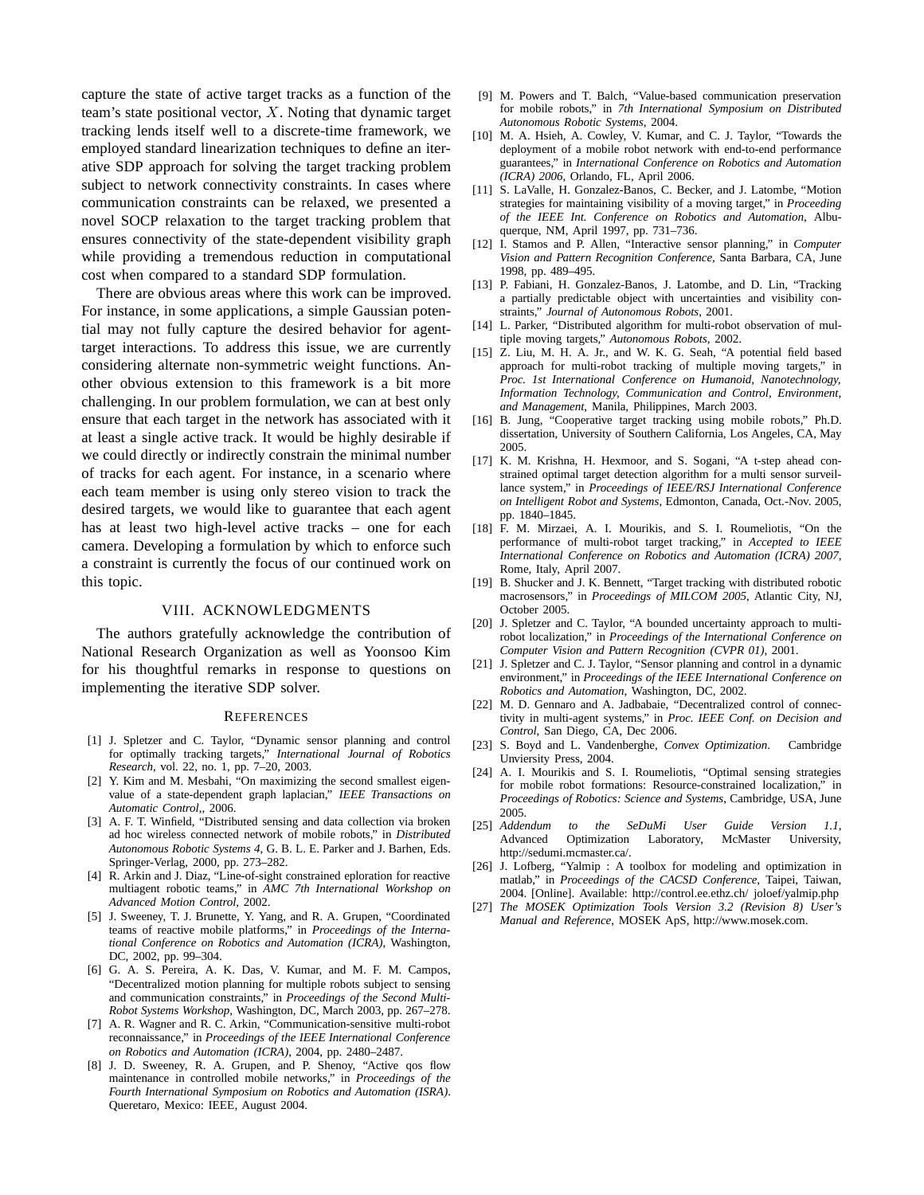capture the state of active target tracks as a function of the team's state positional vector, $X$. Noting that dynamic target tracking lends itself well to a discrete-time framework, we employed standard linearization techniques to define an iterative SDP approach for solving the target tracking problem subject to network connectivity constraints. In cases where communication constraints can be relaxed, we presented a novel SOCP relaxation to the target tracking problem that ensures connectivity of the state-dependent visibility graph while providing a tremendous reduction in computational cost when compared to a standard SDP formulation.

There are obvious areas where this work can be improved. For instance, in some applications, a simple Gaussian potential may not fully capture the desired behavior for agent-target interactions. To address this issue, we are currently considering alternate non-symmetric weight functions. Another obvious extension to this framework is a bit more challenging. In our problem formulation, we can at best only ensure that each target in the network has associated with it at least a single active track. It would be highly desirable if we could directly or indirectly constrain the minimal number of tracks for each agent. For instance, in a scenario where each team member is using only stereo vision to track the desired targets, we would like to guarantee that each agent has at least two high-level active tracks – one for each camera. Developing a formulation by which to enforce such a constraint is currently the focus of our continued work on this topic.

## VIII. Acknowledgments

The authors gratefully acknowledge the contribution of National Research Organization as well as Yoonsoo Kim for his thoughtful remarks in response to questions on implementing the iterative SDP solver.

## References

[1] J. Spletzer and C. Taylor, "Dynamic sensor planning and control for optimally tracking targets," *International Journal of Robotics Research*, vol. 22, no. 1, pp. 7–20, 2003.

[2] Y. Kim and M. Mesbahi, "On maximizing the second smallest eigenvalue of a state-dependent graph laplacian," *IEEE Transactions on Automatic Control,*, 2006.

[3] A. F. T. Winfield, "Distributed sensing and data collection via broken ad hoc wireless connected network of mobile robots," in *Distributed Autonomous Robotic Systems 4*, G. B. L. E. Parker and J. Barhen, Eds. Springer-Verlag, 2000, pp. 273–282.

[4] R. Arkin and J. Diaz, "Line-of-sight constrained eploration for reactive multiagent robotic teams," in *AMC 7th International Workshop on Advanced Motion Control*, 2002.

[5] J. Sweeney, T. J. Brunette, Y. Yang, and R. A. Grupen, "Coordinated teams of reactive mobile platforms," in *Proceedings of the International Conference on Robotics and Automation (ICRA)*, Washington, DC, 2002, pp. 99–304.

[6] G. A. S. Pereira, A. K. Das, V. Kumar, and M. F. M. Campos, "Decentralized motion planning for multiple robots subject to sensing and communication constraints," in *Proceedings of the Second Multi-Robot Systems Workshop*, Washington, DC, March 2003, pp. 267–278.

[7] A. R. Wagner and R. C. Arkin, "Communication-sensitive multi-robot reconnaissance," in *Proceedings of the IEEE International Conference on Robotics and Automation (ICRA)*, 2004, pp. 2480–2487.

[8] J. D. Sweeney, R. A. Grupen, and P. Shenoy, "Active qos flow maintenance in controlled mobile networks," in *Proceedings of the Fourth International Symposium on Robotics and Automation (ISRA)*. Queretaro, Mexico: IEEE, August 2004.

[9] M. Powers and T. Balch, "Value-based communication preservation for mobile robots," in *7th International Symposium on Distributed Autonomous Robotic Systems*, 2004.

[10] M. A. Hsieh, A. Cowley, V. Kumar, and C. J. Taylor, "Towards the deployment of a mobile robot network with end-to-end performance guarantees," in *International Conference on Robotics and Automation (ICRA) 2006*, Orlando, FL, April 2006.

[11] S. LaValle, H. Gonzalez-Banos, C. Becker, and J. Latombe, "Motion strategies for maintaining visibility of a moving target," in *Proceeding of the IEEE Int. Conference on Robotics and Automation*, Albuquerque, NM, April 1997, pp. 731–736.

[12] I. Stamos and P. Allen, "Interactive sensor planning," in *Computer Vision and Pattern Recognition Conference*, Santa Barbara, CA, June 1998, pp. 489–495.

[13] P. Fabiani, H. Gonzalez-Banos, J. Latombe, and D. Lin, "Tracking a partially predictable object with uncertainties and visibility constraints," *Journal of Autonomous Robots*, 2001.

[14] L. Parker, "Distributed algorithm for multi-robot observation of multiple moving targets," *Autonomous Robots*, 2002.

[15] Z. Liu, M. H. A. Jr., and W. K. G. Seah, "A potential field based approach for multi-robot tracking of multiple moving targets," in *Proc. 1st International Conference on Humanoid, Nanotechnology, Information Technology, Communication and Control, Environment, and Management*, Manila, Philippines, March 2003.

[16] B. Jung, "Cooperative target tracking using mobile robots," Ph.D. dissertation, University of Southern California, Los Angeles, CA, May 2005.

[17] K. M. Krishna, H. Hexmoor, and S. Sogani, "A t-step ahead constrained optimal target detection algorithm for a multi sensor surveillance system," in *Proceedings of IEEE/RSJ International Conference on Intelligent Robot and Systems*, Edmonton, Canada, Oct.-Nov. 2005, pp. 1840–1845.

[18] F. M. Mirzaei, A. I. Mourikis, and S. I. Roumeliotis, "On the performance of multi-robot target tracking," in *Accepted to IEEE International Conference on Robotics and Automation (ICRA) 2007*, Rome, Italy, April 2007.

[19] B. Shucker and J. K. Bennett, "Target tracking with distributed robotic macrosensors," in *Proceedings of MILCOM 2005*, Atlantic City, NJ, October 2005.

[20] J. Spletzer and C. Taylor, "A bounded uncertainty approach to multi-robot localization," in *Proceedings of the International Conference on Computer Vision and Pattern Recognition (CVPR 01)*, 2001.

[21] J. Spletzer and C. J. Taylor, "Sensor planning and control in a dynamic environment," in *Proceedings of the IEEE International Conference on Robotics and Automation*, Washington, DC, 2002.

[22] M. D. Gennaro and A. Jadbabaie, "Decentralized control of connectivity in multi-agent systems," in *Proc. IEEE Conf. on Decision and Control*, San Diego, CA, Dec 2006.

[23] S. Boyd and L. Vandenberghe, *Convex Optimization*. Cambridge Unviersity Press, 2004.

[24] A. I. Mourikis and S. I. Roumeliotis, "Optimal sensing strategies for mobile robot formations: Resource-constrained localization," in *Proceedings of Robotics: Science and Systems*, Cambridge, USA, June 2005.

[25] *Addendum to the SeDuMi User Guide Version 1.1*, Advanced Optimization Laboratory, McMaster University, http://sedumi.mcmaster.ca/.

[26] J. Lofberg, "Yalmip : A toolbox for modeling and optimization in matlab," in *Proceedings of the CACSD Conference*, Taipei, Taiwan, 2004. [Online]. Available: http://control.ee.ethz.ch/ joloef/yalmip.php

[27] *The MOSEK Optimization Tools Version 3.2 (Revision 8) User's Manual and Reference*, MOSEK ApS, http://www.mosek.com.